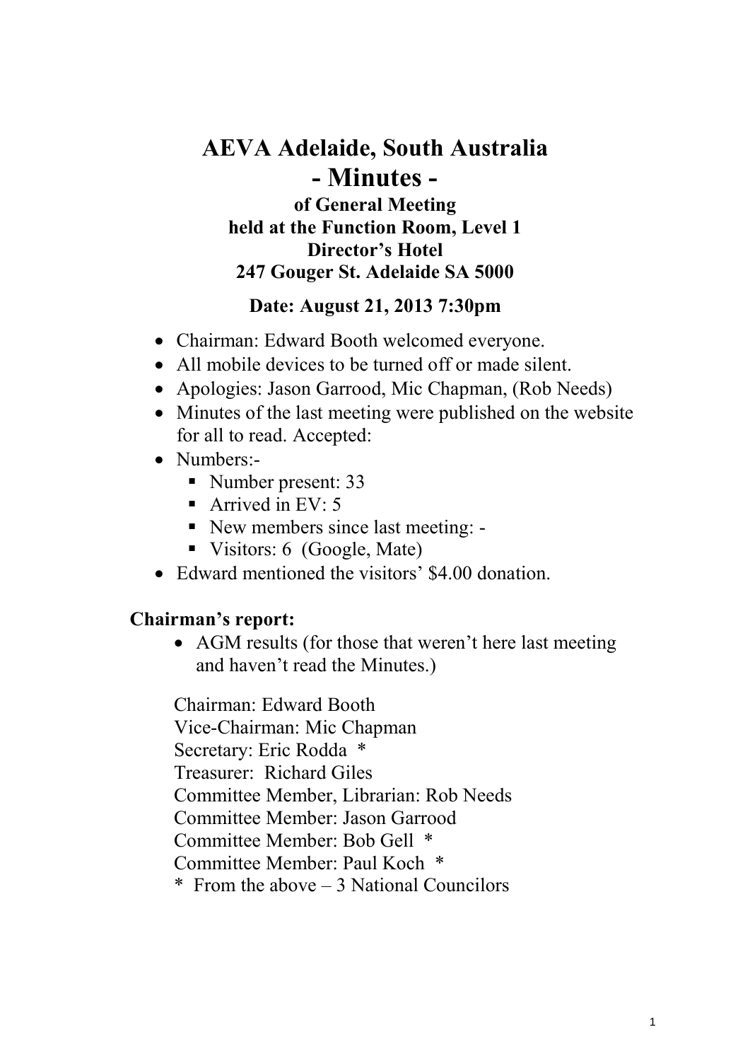# AEVA Adelaide, South Australia
# - Minutes -

### of General Meeting
### held at the Function Room, Level 1
### Director's Hotel
### 247 Gouger St. Adelaide SA 5000

### Date: August 21, 2013 7:30pm

- Chairman: Edward Booth welcomed everyone.
- All mobile devices to be turned off or made silent.
- Apologies: Jason Garrood, Mic Chapman, (Rob Needs)
- Minutes of the last meeting were published on the website for all to read. Accepted:
- Numbers:-
  - Number present: 33
  - Arrived in EV: 5
  - New members since last meeting: -
  - Visitors: 6 (Google, Mate)
- Edward mentioned the visitors' $4.00 donation.

**Chairman's report:**

- AGM results (for those that weren't here last meeting and haven't read the Minutes.)

Chairman: Edward Booth
Vice-Chairman: Mic Chapman
Secretary: Eric Rodda *
Treasurer: Richard Giles
Committee Member, Librarian: Rob Needs
Committee Member: Jason Garrood
Committee Member: Bob Gell *
Committee Member: Paul Koch *
* From the above – 3 National Councilors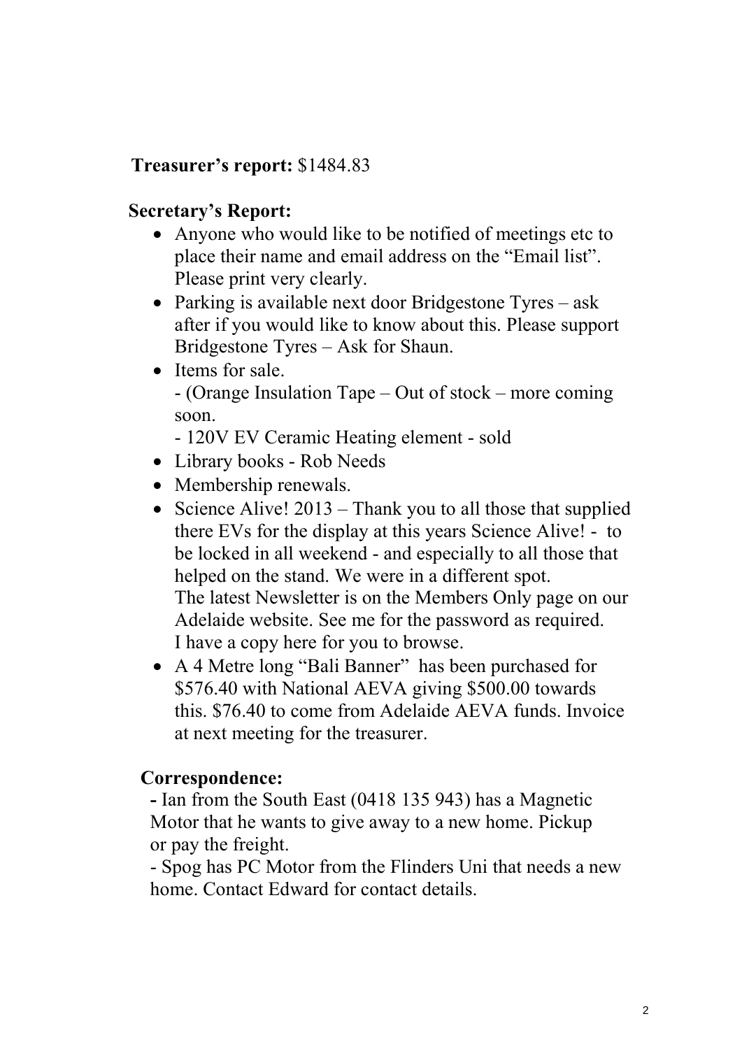**Treasurer's report:** $1484.83

**Secretary's Report:**

- Anyone who would like to be notified of meetings etc to place their name and email address on the "Email list". Please print very clearly.
- Parking is available next door Bridgestone Tyres – ask after if you would like to know about this. Please support Bridgestone Tyres – Ask for Shaun.
- Items for sale.
  - (Orange Insulation Tape – Out of stock – more coming soon.
  - 120V EV Ceramic Heating element - sold
- Library books - Rob Needs
- Membership renewals.
- Science Alive! 2013 – Thank you to all those that supplied there EVs for the display at this years Science Alive! - to be locked in all weekend - and especially to all those that helped on the stand. We were in a different spot. The latest Newsletter is on the Members Only page on our Adelaide website. See me for the password as required. I have a copy here for you to browse.
- A 4 Metre long "Bali Banner" has been purchased for $576.40 with National AEVA giving $500.00 towards this. $76.40 to come from Adelaide AEVA funds. Invoice at next meeting for the treasurer.

**Correspondence:**

- Ian from the South East (0418 135 943) has a Magnetic Motor that he wants to give away to a new home. Pickup or pay the freight.
- Spog has PC Motor from the Flinders Uni that needs a new home. Contact Edward for contact details.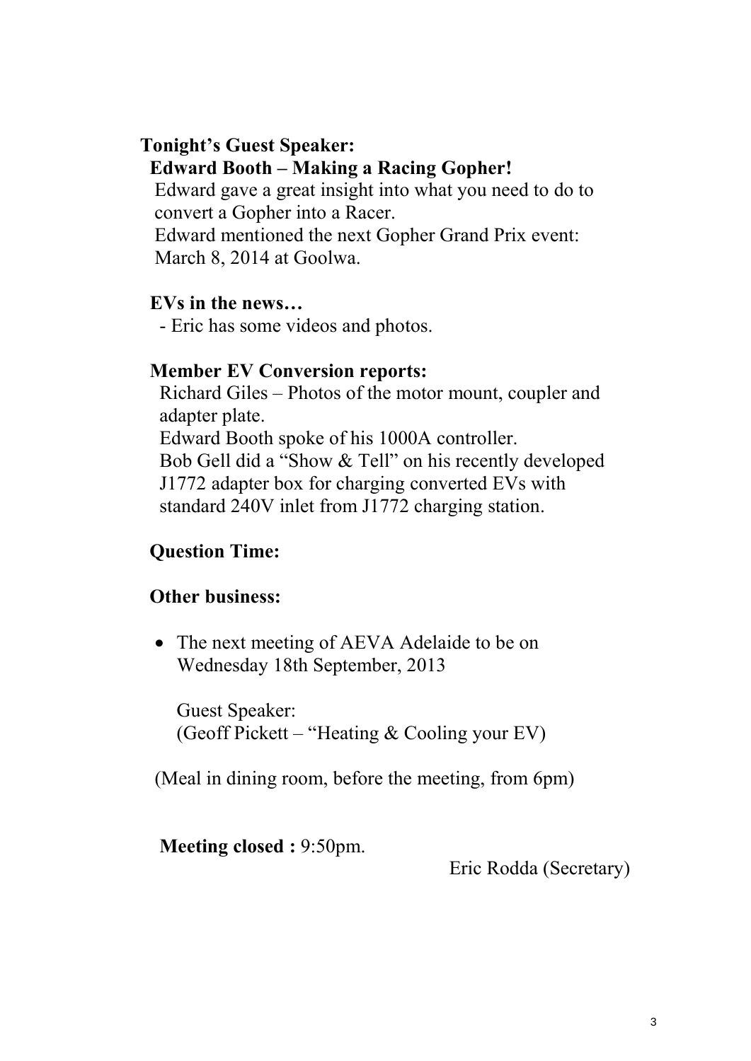**Tonight's Guest Speaker:**

**Edward Booth – Making a Racing Gopher!**

Edward gave a great insight into what you need to do to convert a Gopher into a Racer.
Edward mentioned the next Gopher Grand Prix event: March 8, 2014 at Goolwa.

**EVs in the news…**

- Eric has some videos and photos.

**Member EV Conversion reports:**

Richard Giles – Photos of the motor mount, coupler and adapter plate.
Edward Booth spoke of his 1000A controller.
Bob Gell did a "Show & Tell" on his recently developed J1772 adapter box for charging converted EVs with standard 240V inlet from J1772 charging station.

**Question Time:**

**Other business:**

- The next meeting of AEVA Adelaide to be on Wednesday 18th September, 2013

  Guest Speaker:
  (Geoff Pickett – "Heating & Cooling your EV)

(Meal in dining room, before the meeting, from 6pm)

**Meeting closed :** 9:50pm.

Eric Rodda (Secretary)